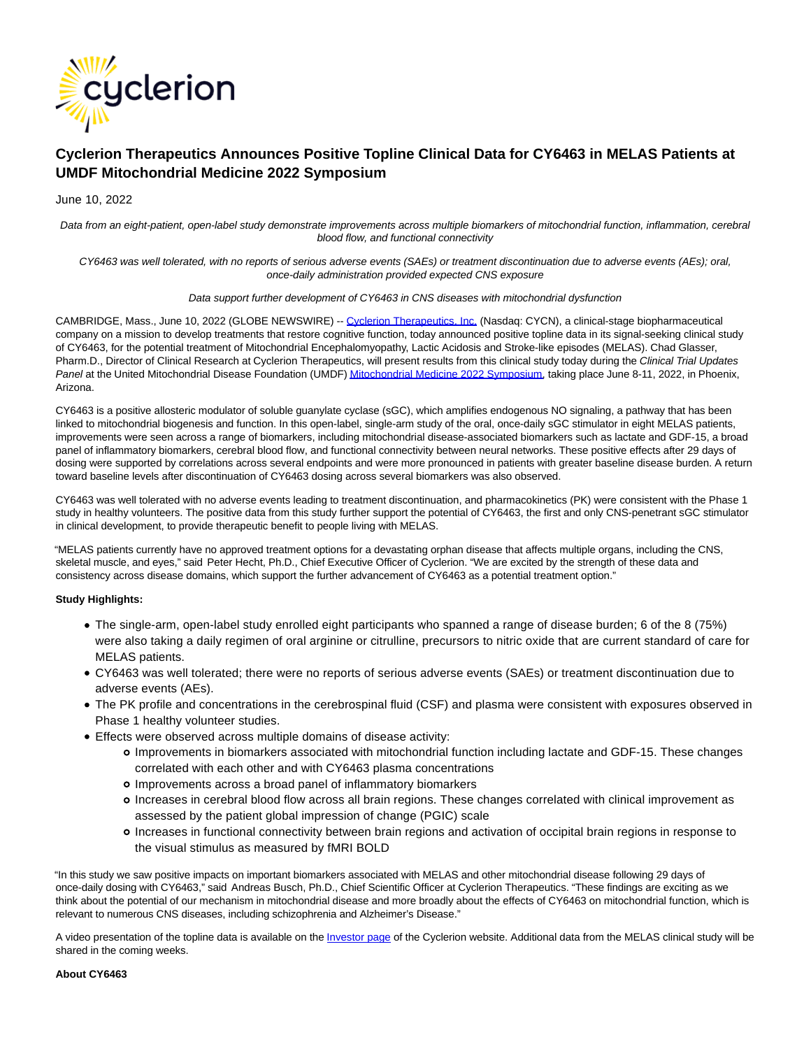# Cyclerion Therapeutics Announces Positive Topline Clinical Data for CY6463 in MELAS Patients at UMDF Mitochondrial Medicine 2022 Symposium

June 10, 2022

*Data from an eight-patient, open-label study demonstrate improvements across multiple biomarkers of mitochondrial function, inflammation, cerebral blood flow, and functional connectivity*

*CY6463 was well tolerated, with no reports of serious adverse events (SAEs) or treatment discontinuation due to adverse events (AEs); oral, once-daily administration provided expected CNS exposure*

*Data support further development of CY6463 in CNS diseases with mitochondrial dysfunction*

CAMBRIDGE, Mass., June 10, 2022 (GLOBE NEWSWIRE) -- Cyclerion Therapeutics, Inc. (Nasdaq: CYCN), a clinical-stage biopharmaceutical company on a mission to develop treatments that restore cognitive function, today announced positive topline data in its signal-seeking clinical study of CY6463, for the potential treatment of Mitochondrial Encephalomyopathy, Lactic Acidosis and Stroke-like episodes (MELAS). Chad Glasser, Pharm.D., Director of Clinical Research at Cyclerion Therapeutics, will present results from this clinical study today during the *Clinical Trial Updates Panel* at the United Mitochondrial Disease Foundation (UMDF) Mitochondrial Medicine 2022 Symposium, taking place June 8-11, 2022, in Phoenix, Arizona.

CY6463 is a positive allosteric modulator of soluble guanylate cyclase (sGC), which amplifies endogenous NO signaling, a pathway that has been linked to mitochondrial biogenesis and function. In this open-label, single-arm study of the oral, once-daily sGC stimulator in eight MELAS patients, improvements were seen across a range of biomarkers, including mitochondrial disease-associated biomarkers such as lactate and GDF-15, a broad panel of inflammatory biomarkers, cerebral blood flow, and functional connectivity between neural networks. These positive effects after 29 days of dosing were supported by correlations across several endpoints and were more pronounced in patients with greater baseline disease burden. A return toward baseline levels after discontinuation of CY6463 dosing across several biomarkers was also observed.

CY6463 was well tolerated with no adverse events leading to treatment discontinuation, and pharmacokinetics (PK) were consistent with the Phase 1 study in healthy volunteers. The positive data from this study further support the potential of CY6463, the first and only CNS-penetrant sGC stimulator in clinical development, to provide therapeutic benefit to people living with MELAS.

"MELAS patients currently have no approved treatment options for a devastating orphan disease that affects multiple organs, including the CNS, skeletal muscle, and eyes," said Peter Hecht, Ph.D., Chief Executive Officer of Cyclerion. "We are excited by the strength of these data and consistency across disease domains, which support the further advancement of CY6463 as a potential treatment option."

**Study Highlights:**

- The single-arm, open-label study enrolled eight participants who spanned a range of disease burden; 6 of the 8 (75%) were also taking a daily regimen of oral arginine or citrulline, precursors to nitric oxide that are current standard of care for MELAS patients.
- CY6463 was well tolerated; there were no reports of serious adverse events (SAEs) or treatment discontinuation due to adverse events (AEs).
- The PK profile and concentrations in the cerebrospinal fluid (CSF) and plasma were consistent with exposures observed in Phase 1 healthy volunteer studies.
- Effects were observed across multiple domains of disease activity:
  - Improvements in biomarkers associated with mitochondrial function including lactate and GDF-15. These changes correlated with each other and with CY6463 plasma concentrations
  - Improvements across a broad panel of inflammatory biomarkers
  - Increases in cerebral blood flow across all brain regions. These changes correlated with clinical improvement as assessed by the patient global impression of change (PGIC) scale
  - Increases in functional connectivity between brain regions and activation of occipital brain regions in response to the visual stimulus as measured by fMRI BOLD

"In this study we saw positive impacts on important biomarkers associated with MELAS and other mitochondrial disease following 29 days of once-daily dosing with CY6463," said Andreas Busch, Ph.D., Chief Scientific Officer at Cyclerion Therapeutics. "These findings are exciting as we think about the potential of our mechanism in mitochondrial disease and more broadly about the effects of CY6463 on mitochondrial function, which is relevant to numerous CNS diseases, including schizophrenia and Alzheimer's Disease."

A video presentation of the topline data is available on the Investor page of the Cyclerion website. Additional data from the MELAS clinical study will be shared in the coming weeks.

**About CY6463**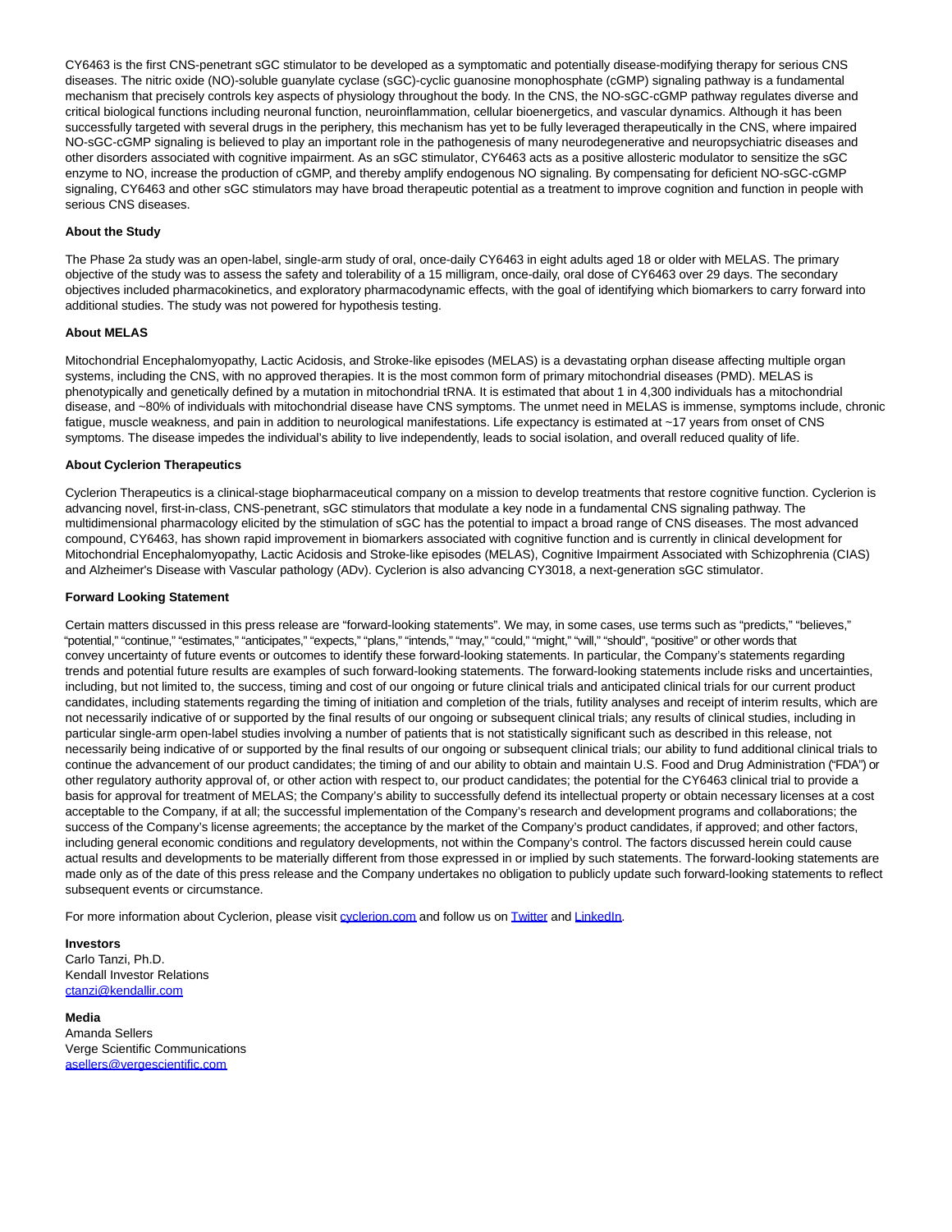CY6463 is the first CNS-penetrant sGC stimulator to be developed as a symptomatic and potentially disease-modifying therapy for serious CNS diseases. The nitric oxide (NO)-soluble guanylate cyclase (sGC)-cyclic guanosine monophosphate (cGMP) signaling pathway is a fundamental mechanism that precisely controls key aspects of physiology throughout the body. In the CNS, the NO-sGC-cGMP pathway regulates diverse and critical biological functions including neuronal function, neuroinflammation, cellular bioenergetics, and vascular dynamics. Although it has been successfully targeted with several drugs in the periphery, this mechanism has yet to be fully leveraged therapeutically in the CNS, where impaired NO-sGC-cGMP signaling is believed to play an important role in the pathogenesis of many neurodegenerative and neuropsychiatric diseases and other disorders associated with cognitive impairment. As an sGC stimulator, CY6463 acts as a positive allosteric modulator to sensitize the sGC enzyme to NO, increase the production of cGMP, and thereby amplify endogenous NO signaling. By compensating for deficient NO-sGC-cGMP signaling, CY6463 and other sGC stimulators may have broad therapeutic potential as a treatment to improve cognition and function in people with serious CNS diseases.

**About the Study**

The Phase 2a study was an open-label, single-arm study of oral, once-daily CY6463 in eight adults aged 18 or older with MELAS. The primary objective of the study was to assess the safety and tolerability of a 15 milligram, once-daily, oral dose of CY6463 over 29 days. The secondary objectives included pharmacokinetics, and exploratory pharmacodynamic effects, with the goal of identifying which biomarkers to carry forward into additional studies. The study was not powered for hypothesis testing.

**About MELAS**

Mitochondrial Encephalomyopathy, Lactic Acidosis, and Stroke-like episodes (MELAS) is a devastating orphan disease affecting multiple organ systems, including the CNS, with no approved therapies. It is the most common form of primary mitochondrial diseases (PMD). MELAS is phenotypically and genetically defined by a mutation in mitochondrial tRNA. It is estimated that about 1 in 4,300 individuals has a mitochondrial disease, and ~80% of individuals with mitochondrial disease have CNS symptoms. The unmet need in MELAS is immense, symptoms include, chronic fatigue, muscle weakness, and pain in addition to neurological manifestations. Life expectancy is estimated at ~17 years from onset of CNS symptoms. The disease impedes the individual's ability to live independently, leads to social isolation, and overall reduced quality of life.

**About Cyclerion Therapeutics**

Cyclerion Therapeutics is a clinical-stage biopharmaceutical company on a mission to develop treatments that restore cognitive function. Cyclerion is advancing novel, first-in-class, CNS-penetrant, sGC stimulators that modulate a key node in a fundamental CNS signaling pathway. The multidimensional pharmacology elicited by the stimulation of sGC has the potential to impact a broad range of CNS diseases. The most advanced compound, CY6463, has shown rapid improvement in biomarkers associated with cognitive function and is currently in clinical development for Mitochondrial Encephalomyopathy, Lactic Acidosis and Stroke-like episodes (MELAS), Cognitive Impairment Associated with Schizophrenia (CIAS) and Alzheimer's Disease with Vascular pathology (ADv). Cyclerion is also advancing CY3018, a next-generation sGC stimulator.

**Forward Looking Statement**

Certain matters discussed in this press release are "forward-looking statements". We may, in some cases, use terms such as "predicts," "believes," "potential," "continue," "estimates," "anticipates," "expects," "plans," "intends," "may," "could," "might," "will," "should", "positive" or other words that convey uncertainty of future events or outcomes to identify these forward-looking statements. In particular, the Company's statements regarding trends and potential future results are examples of such forward-looking statements. The forward-looking statements include risks and uncertainties, including, but not limited to, the success, timing and cost of our ongoing or future clinical trials and anticipated clinical trials for our current product candidates, including statements regarding the timing of initiation and completion of the trials, futility analyses and receipt of interim results, which are not necessarily indicative of or supported by the final results of our ongoing or subsequent clinical trials; any results of clinical studies, including in particular single-arm open-label studies involving a number of patients that is not statistically significant such as described in this release, not necessarily being indicative of or supported by the final results of our ongoing or subsequent clinical trials; our ability to fund additional clinical trials to continue the advancement of our product candidates; the timing of and our ability to obtain and maintain U.S. Food and Drug Administration ("FDA") or other regulatory authority approval of, or other action with respect to, our product candidates; the potential for the CY6463 clinical trial to provide a basis for approval for treatment of MELAS; the Company's ability to successfully defend its intellectual property or obtain necessary licenses at a cost acceptable to the Company, if at all; the successful implementation of the Company's research and development programs and collaborations; the success of the Company's license agreements; the acceptance by the market of the Company's product candidates, if approved; and other factors, including general economic conditions and regulatory developments, not within the Company's control. The factors discussed herein could cause actual results and developments to be materially different from those expressed in or implied by such statements. The forward-looking statements are made only as of the date of this press release and the Company undertakes no obligation to publicly update such forward-looking statements to reflect subsequent events or circumstance.

For more information about Cyclerion, please visit cyclerion.com and follow us on Twitter and LinkedIn.

**Investors**
Carlo Tanzi, Ph.D.
Kendall Investor Relations
ctanzi@kendallir.com

**Media**
Amanda Sellers
Verge Scientific Communications
asellers@vergescientific.com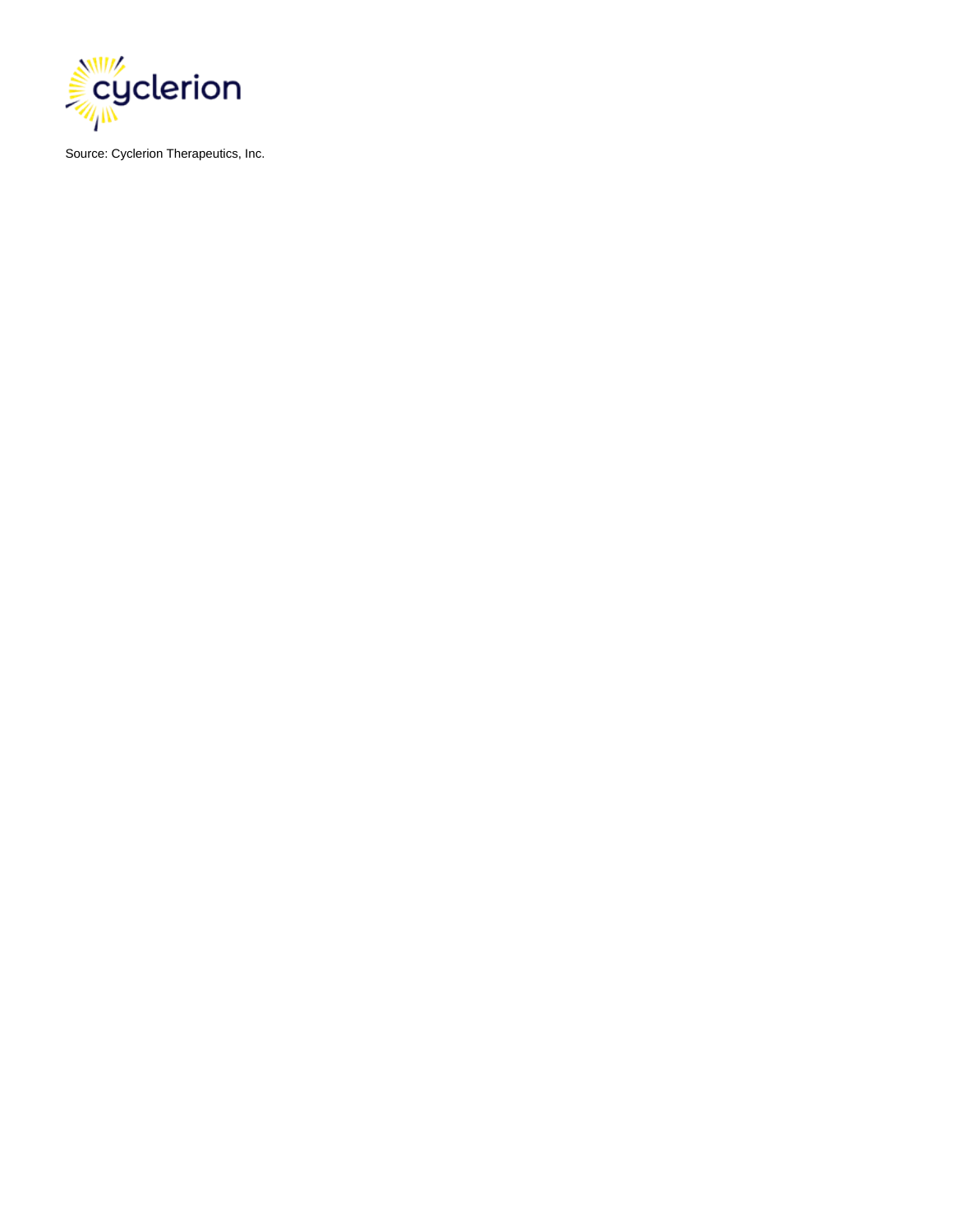Source: Cyclerion Therapeutics, Inc.